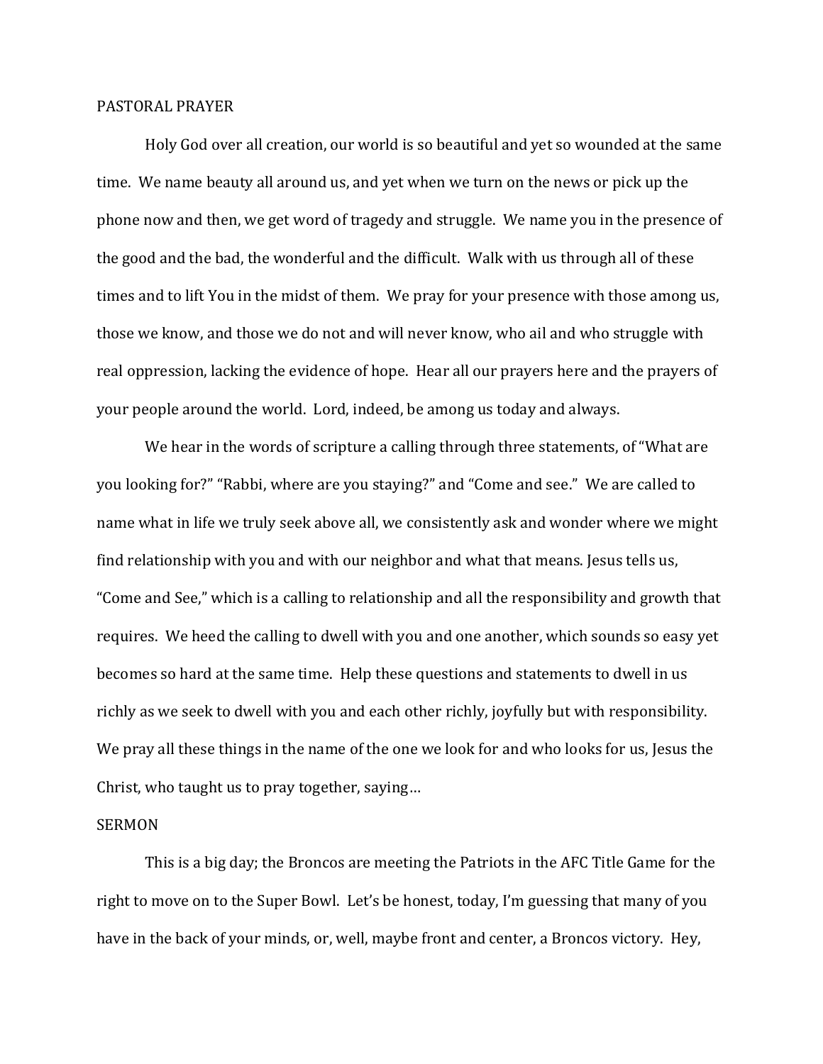PASTORAL PRAYER

Holy God over all creation, our world is so beautiful and yet so wounded at the same time. We name beauty all around us, and yet when we turn on the news or pick up the phone now and then, we get word of tragedy and struggle. We name you in the presence of the good and the bad, the wonderful and the difficult. Walk with us through all of these times and to lift You in the midst of them. We pray for your presence with those among us, those we know, and those we do not and will never know, who ail and who struggle with real oppression, lacking the evidence of hope. Hear all our prayers here and the prayers of your people around the world. Lord, indeed, be among us today and always.

We hear in the words of scripture a calling through three statements, of "What are you looking for?" "Rabbi, where are you staying?" and "Come and see." We are called to name what in life we truly seek above all, we consistently ask and wonder where we might find relationship with you and with our neighbor and what that means. Jesus tells us, "Come and See," which is a calling to relationship and all the responsibility and growth that requires. We heed the calling to dwell with you and one another, which sounds so easy yet becomes so hard at the same time. Help these questions and statements to dwell in us richly as we seek to dwell with you and each other richly, joyfully but with responsibility. We pray all these things in the name of the one we look for and who looks for us, Jesus the Christ, who taught us to pray together, saying…

SERMON

This is a big day; the Broncos are meeting the Patriots in the AFC Title Game for the right to move on to the Super Bowl. Let's be honest, today, I'm guessing that many of you have in the back of your minds, or, well, maybe front and center, a Broncos victory. Hey,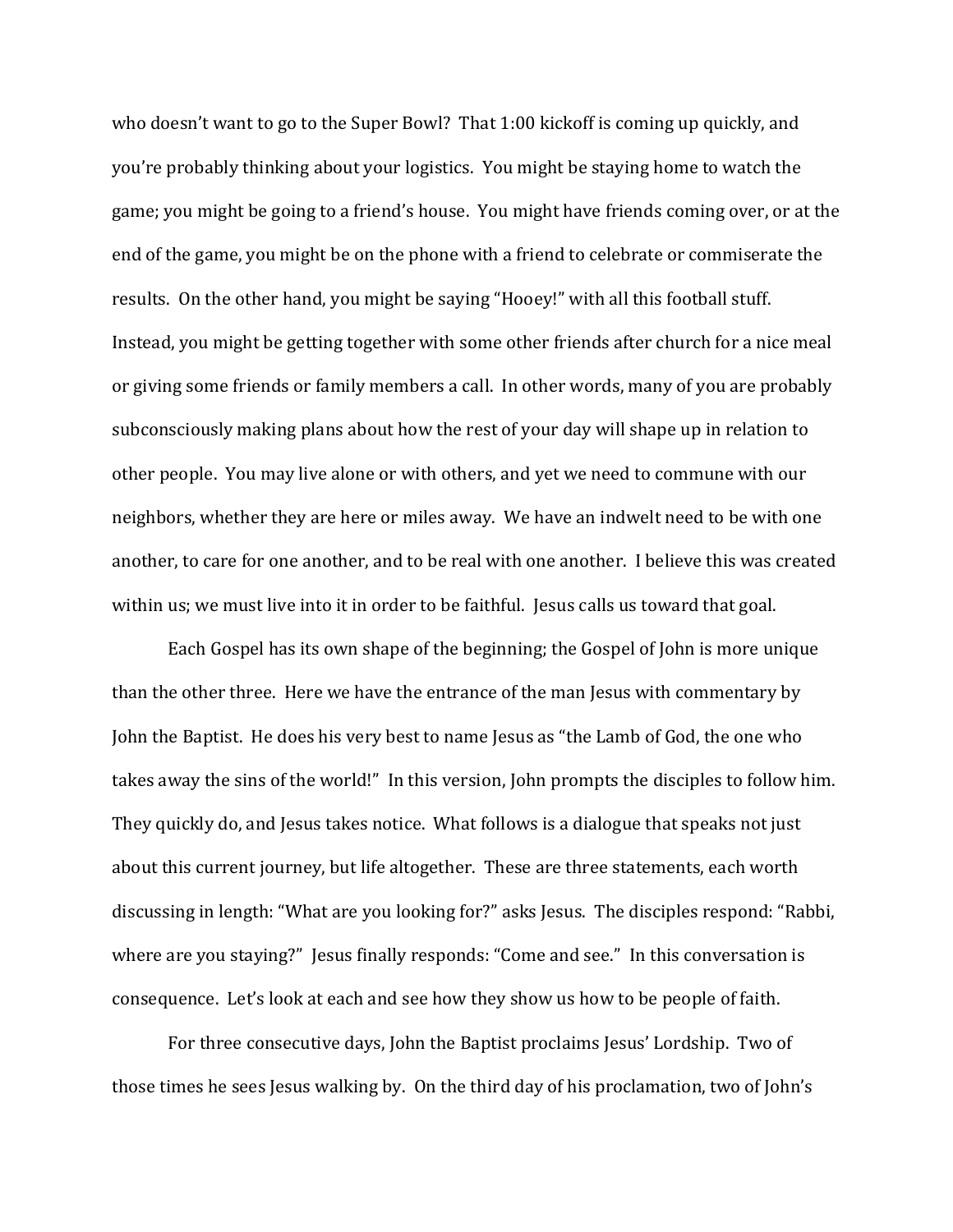who doesn't want to go to the Super Bowl? That 1:00 kickoff is coming up quickly, and you're probably thinking about your logistics. You might be staying home to watch the game; you might be going to a friend's house. You might have friends coming over, or at the end of the game, you might be on the phone with a friend to celebrate or commiserate the results. On the other hand, you might be saying "Hooey!" with all this football stuff. Instead, you might be getting together with some other friends after church for a nice meal or giving some friends or family members a call. In other words, many of you are probably subconsciously making plans about how the rest of your day will shape up in relation to other people. You may live alone or with others, and yet we need to commune with our neighbors, whether they are here or miles away. We have an indwelt need to be with one another, to care for one another, and to be real with one another. I believe this was created within us; we must live into it in order to be faithful. Jesus calls us toward that goal.

Each Gospel has its own shape of the beginning; the Gospel of John is more unique than the other three. Here we have the entrance of the man Jesus with commentary by John the Baptist. He does his very best to name Jesus as "the Lamb of God, the one who takes away the sins of the world!" In this version, John prompts the disciples to follow him. They quickly do, and Jesus takes notice. What follows is a dialogue that speaks not just about this current journey, but life altogether. These are three statements, each worth discussing in length: "What are you looking for?" asks Jesus. The disciples respond: "Rabbi, where are you staying?" Jesus finally responds: "Come and see." In this conversation is consequence. Let's look at each and see how they show us how to be people of faith.

For three consecutive days, John the Baptist proclaims Jesus' Lordship. Two of those times he sees Jesus walking by. On the third day of his proclamation, two of John's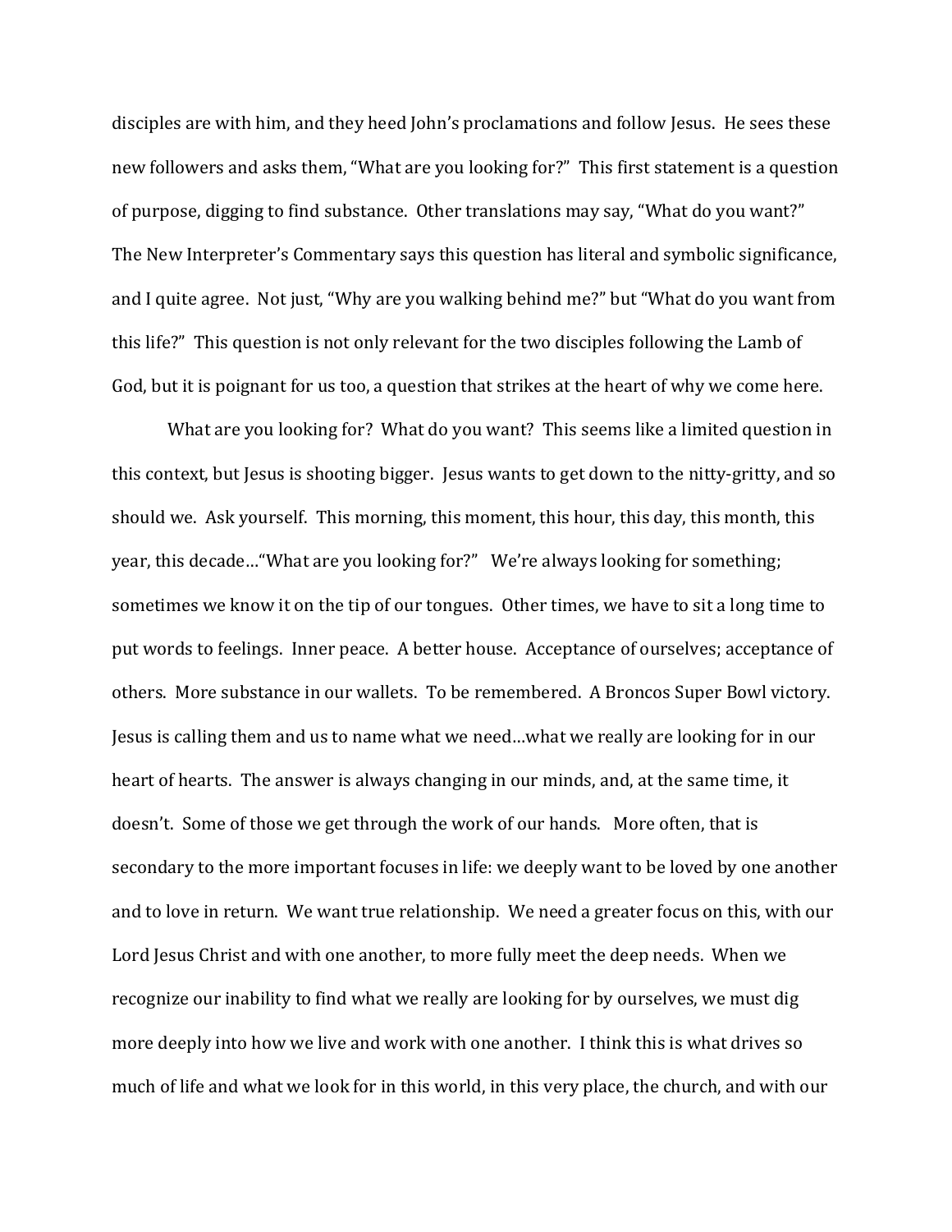disciples are with him, and they heed John's proclamations and follow Jesus. He sees these new followers and asks them, "What are you looking for?" This first statement is a question of purpose, digging to find substance. Other translations may say, "What do you want?" The New Interpreter's Commentary says this question has literal and symbolic significance, and I quite agree. Not just, "Why are you walking behind me?" but "What do you want from this life?" This question is not only relevant for the two disciples following the Lamb of God, but it is poignant for us too, a question that strikes at the heart of why we come here.

What are you looking for? What do you want? This seems like a limited question in this context, but Jesus is shooting bigger. Jesus wants to get down to the nitty-gritty, and so should we. Ask yourself. This morning, this moment, this hour, this day, this month, this year, this decade…"What are you looking for?" We're always looking for something; sometimes we know it on the tip of our tongues. Other times, we have to sit a long time to put words to feelings. Inner peace. A better house. Acceptance of ourselves; acceptance of others. More substance in our wallets. To be remembered. A Broncos Super Bowl victory. Jesus is calling them and us to name what we need…what we really are looking for in our heart of hearts. The answer is always changing in our minds, and, at the same time, it doesn't. Some of those we get through the work of our hands. More often, that is secondary to the more important focuses in life: we deeply want to be loved by one another and to love in return. We want true relationship. We need a greater focus on this, with our Lord Jesus Christ and with one another, to more fully meet the deep needs. When we recognize our inability to find what we really are looking for by ourselves, we must dig more deeply into how we live and work with one another. I think this is what drives so much of life and what we look for in this world, in this very place, the church, and with our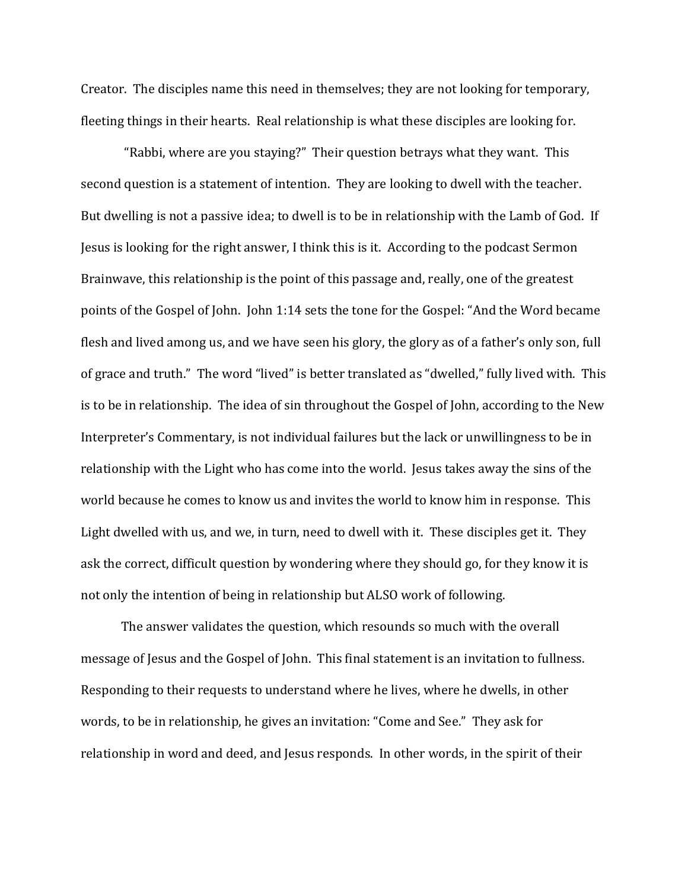Creator. The disciples name this need in themselves; they are not looking for temporary, fleeting things in their hearts. Real relationship is what these disciples are looking for.

"Rabbi, where are you staying?" Their question betrays what they want. This second question is a statement of intention. They are looking to dwell with the teacher. But dwelling is not a passive idea; to dwell is to be in relationship with the Lamb of God. If Jesus is looking for the right answer, I think this is it. According to the podcast Sermon Brainwave, this relationship is the point of this passage and, really, one of the greatest points of the Gospel of John. John 1:14 sets the tone for the Gospel: "And the Word became flesh and lived among us, and we have seen his glory, the glory as of a father's only son, full of grace and truth." The word "lived" is better translated as "dwelled," fully lived with. This is to be in relationship. The idea of sin throughout the Gospel of John, according to the New Interpreter's Commentary, is not individual failures but the lack or unwillingness to be in relationship with the Light who has come into the world. Jesus takes away the sins of the world because he comes to know us and invites the world to know him in response. This Light dwelled with us, and we, in turn, need to dwell with it. These disciples get it. They ask the correct, difficult question by wondering where they should go, for they know it is not only the intention of being in relationship but ALSO work of following.

The answer validates the question, which resounds so much with the overall message of Jesus and the Gospel of John. This final statement is an invitation to fullness. Responding to their requests to understand where he lives, where he dwells, in other words, to be in relationship, he gives an invitation: "Come and See." They ask for relationship in word and deed, and Jesus responds. In other words, in the spirit of their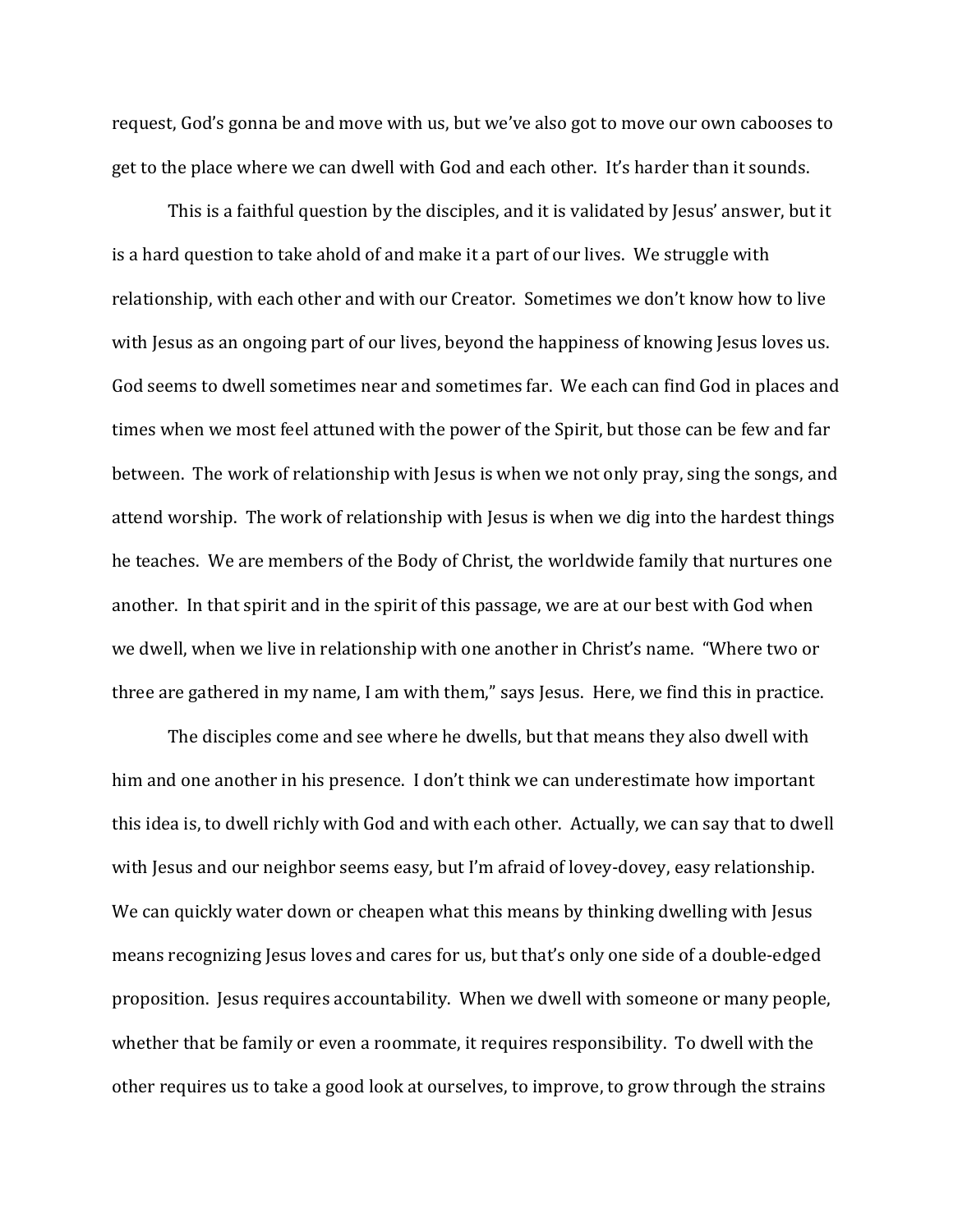request, God's gonna be and move with us, but we've also got to move our own cabooses to get to the place where we can dwell with God and each other. It's harder than it sounds.

This is a faithful question by the disciples, and it is validated by Jesus' answer, but it is a hard question to take ahold of and make it a part of our lives. We struggle with relationship, with each other and with our Creator. Sometimes we don't know how to live with Jesus as an ongoing part of our lives, beyond the happiness of knowing Jesus loves us. God seems to dwell sometimes near and sometimes far. We each can find God in places and times when we most feel attuned with the power of the Spirit, but those can be few and far between. The work of relationship with Jesus is when we not only pray, sing the songs, and attend worship. The work of relationship with Jesus is when we dig into the hardest things he teaches. We are members of the Body of Christ, the worldwide family that nurtures one another. In that spirit and in the spirit of this passage, we are at our best with God when we dwell, when we live in relationship with one another in Christ's name. "Where two or three are gathered in my name, I am with them," says Jesus. Here, we find this in practice.

The disciples come and see where he dwells, but that means they also dwell with him and one another in his presence. I don't think we can underestimate how important this idea is, to dwell richly with God and with each other. Actually, we can say that to dwell with Jesus and our neighbor seems easy, but I'm afraid of lovey-dovey, easy relationship. We can quickly water down or cheapen what this means by thinking dwelling with Jesus means recognizing Jesus loves and cares for us, but that's only one side of a double-edged proposition. Jesus requires accountability. When we dwell with someone or many people, whether that be family or even a roommate, it requires responsibility. To dwell with the other requires us to take a good look at ourselves, to improve, to grow through the strains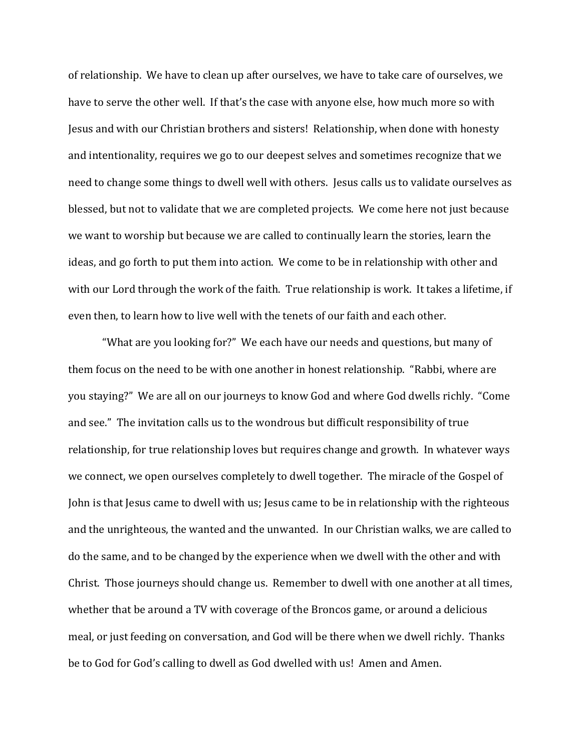of relationship. We have to clean up after ourselves, we have to take care of ourselves, we have to serve the other well. If that's the case with anyone else, how much more so with Jesus and with our Christian brothers and sisters! Relationship, when done with honesty and intentionality, requires we go to our deepest selves and sometimes recognize that we need to change some things to dwell well with others. Jesus calls us to validate ourselves as blessed, but not to validate that we are completed projects. We come here not just because we want to worship but because we are called to continually learn the stories, learn the ideas, and go forth to put them into action. We come to be in relationship with other and with our Lord through the work of the faith. True relationship is work. It takes a lifetime, if even then, to learn how to live well with the tenets of our faith and each other.

"What are you looking for?" We each have our needs and questions, but many of them focus on the need to be with one another in honest relationship. "Rabbi, where are you staying?" We are all on our journeys to know God and where God dwells richly. "Come and see." The invitation calls us to the wondrous but difficult responsibility of true relationship, for true relationship loves but requires change and growth. In whatever ways we connect, we open ourselves completely to dwell together. The miracle of the Gospel of John is that Jesus came to dwell with us; Jesus came to be in relationship with the righteous and the unrighteous, the wanted and the unwanted. In our Christian walks, we are called to do the same, and to be changed by the experience when we dwell with the other and with Christ. Those journeys should change us. Remember to dwell with one another at all times, whether that be around a TV with coverage of the Broncos game, or around a delicious meal, or just feeding on conversation, and God will be there when we dwell richly. Thanks be to God for God's calling to dwell as God dwelled with us! Amen and Amen.